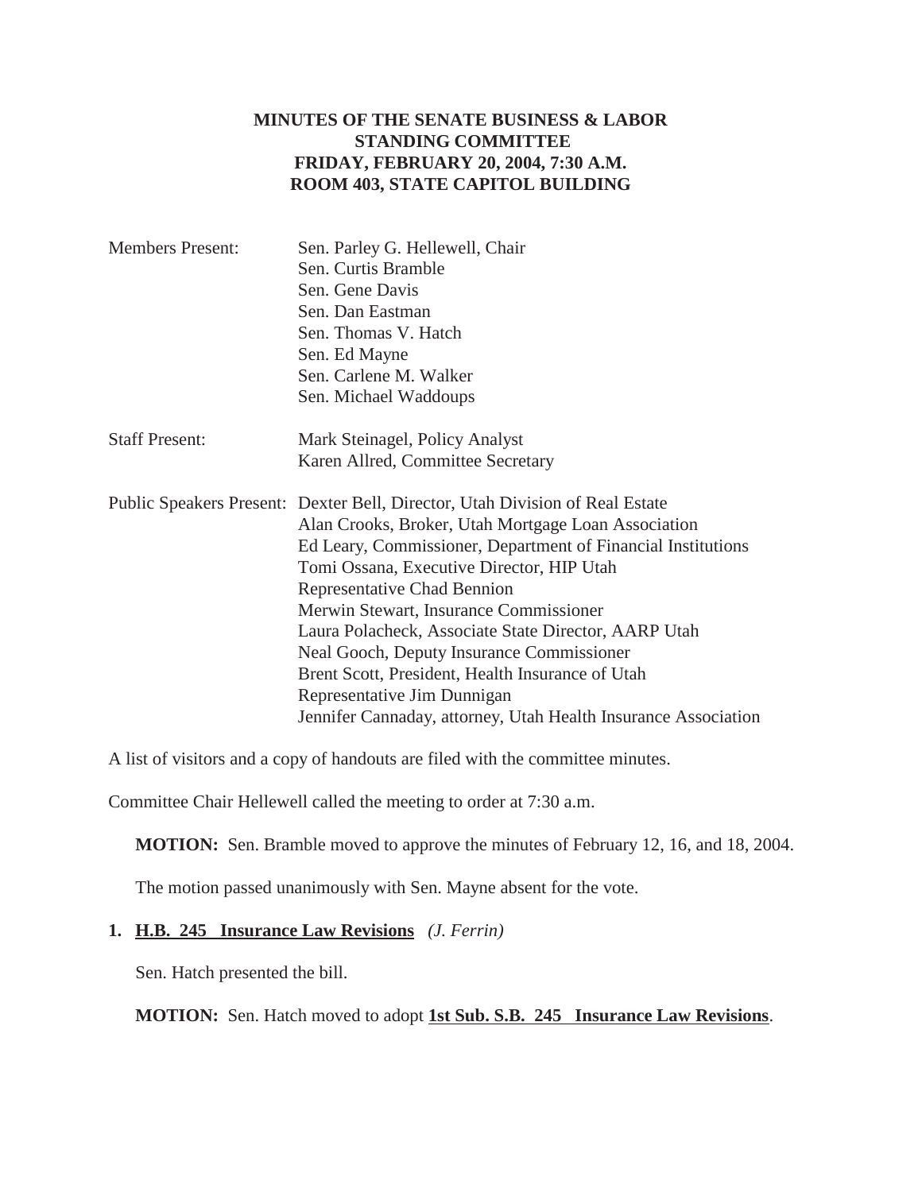# MINUTES OF THE SENATE BUSINESS & LABOR STANDING COMMITTEE
## FRIDAY, FEBRUARY 20, 2004, 7:30 A.M.
## ROOM 403, STATE CAPITOL BUILDING

Members Present:
- Sen. Parley G. Hellewell, Chair
- Sen. Curtis Bramble
- Sen. Gene Davis
- Sen. Dan Eastman
- Sen. Thomas V. Hatch
- Sen. Ed Mayne
- Sen. Carlene M. Walker
- Sen. Michael Waddoups

Staff Present:
- Mark Steinagel, Policy Analyst
- Karen Allred, Committee Secretary

Public Speakers Present:
- Dexter Bell, Director, Utah Division of Real Estate
- Alan Crooks, Broker, Utah Mortgage Loan Association
- Ed Leary, Commissioner, Department of Financial Institutions
- Tomi Ossana, Executive Director, HIP Utah
- Representative Chad Bennion
- Merwin Stewart, Insurance Commissioner
- Laura Polacheck, Associate State Director, AARP Utah
- Neal Gooch, Deputy Insurance Commissioner
- Brent Scott, President, Health Insurance of Utah
- Representative Jim Dunnigan
- Jennifer Cannaday, attorney, Utah Health Insurance Association

A list of visitors and a copy of handouts are filed with the committee minutes.

Committee Chair Hellewell called the meeting to order at 7:30 a.m.

**MOTION:** Sen. Bramble moved to approve the minutes of February 12, 16, and 18, 2004.

The motion passed unanimously with Sen. Mayne absent for the vote.

**1. H.B. 245 Insurance Law Revisions** *(J. Ferrin)*

Sen. Hatch presented the bill.

**MOTION:** Sen. Hatch moved to adopt **1st Sub. S.B. 245 Insurance Law Revisions**.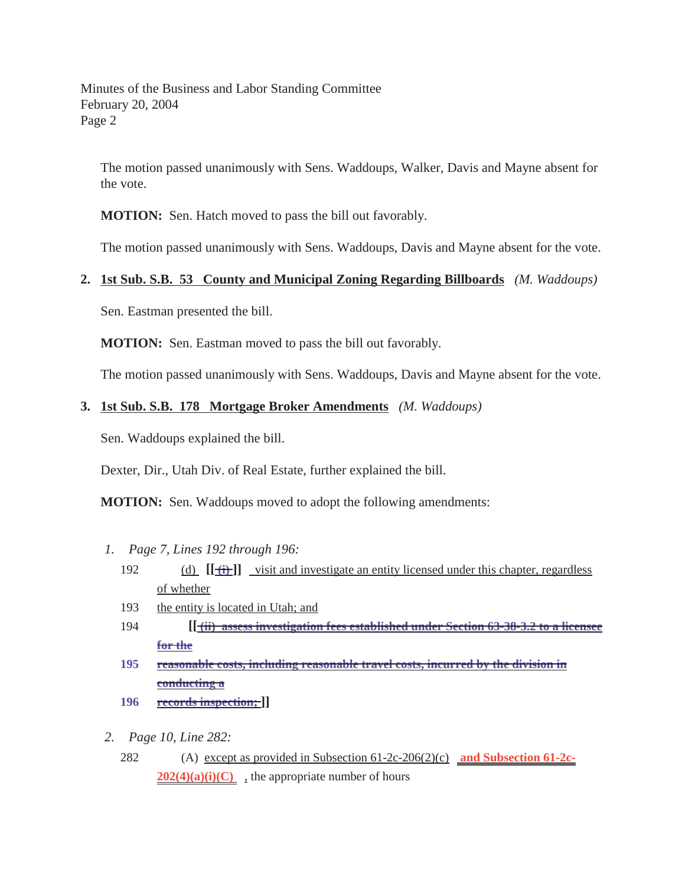The motion passed unanimously with Sens. Waddoups, Walker, Davis and Mayne absent for the vote.

**MOTION:** Sen. Hatch moved to pass the bill out favorably.

The motion passed unanimously with Sens. Waddoups, Davis and Mayne absent for the vote.

**2. 1st Sub. S.B. 53 County and Municipal Zoning Regarding Billboards** *(M. Waddoups)*

Sen. Eastman presented the bill.

**MOTION:** Sen. Eastman moved to pass the bill out favorably.

The motion passed unanimously with Sens. Waddoups, Davis and Mayne absent for the vote.

**3. 1st Sub. S.B. 178 Mortgage Broker Amendments** *(M. Waddoups)*

Sen. Waddoups explained the bill.

Dexter, Dir., Utah Div. of Real Estate, further explained the bill.

**MOTION:** Sen. Waddoups moved to adopt the following amendments:

1. *Page 7, Lines 192 through 196:*

192 (d) [[ ~~(i)~~ ]] visit and investigate an entity licensed under this chapter, regardless of whether

193 the entity is located in Utah; and

194 [[ ~~(ii) assess investigation fees established under Section 63-38-3.2 to a licensee for the~~

195 ~~reasonable costs, including reasonable travel costs, incurred by the division in conducting a~~

196 ~~records inspection;~~ ]]

2. *Page 10, Line 282:*

282 (A) except as provided in Subsection 61-2c-206(2)(c) **and Subsection 61-2c-202(4)(a)(i)(C)** , the appropriate number of hours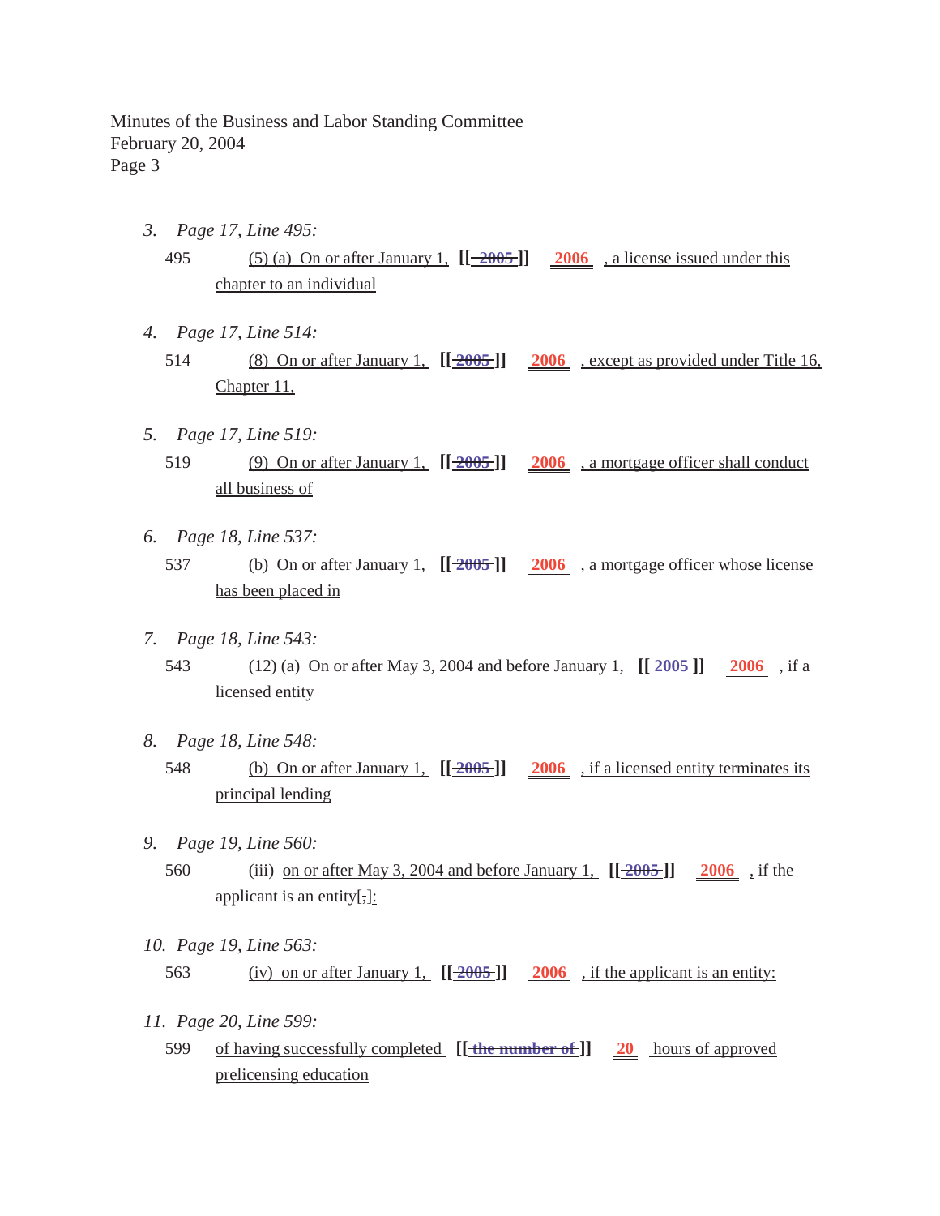3. *Page 17, Line 495:*

   495 (5) (a) On or after January 1, [[ ~~2005~~ ]] 2006 , a license issued under this chapter to an individual

4. *Page 17, Line 514:*

   514 (8) On or after January 1, [[ ~~2005~~ ]] 2006 , except as provided under Title 16, Chapter 11,

5. *Page 17, Line 519:*

   519 (9) On or after January 1, [[ ~~2005~~ ]] 2006 , a mortgage officer shall conduct all business of

6. *Page 18, Line 537:*

   537 (b) On or after January 1, [[ ~~2005~~ ]] 2006 , a mortgage officer whose license has been placed in

7. *Page 18, Line 543:*

   543 (12) (a) On or after May 3, 2004 and before January 1, [[ ~~2005~~ ]] 2006 , if a licensed entity

8. *Page 18, Line 548:*

   548 (b) On or after January 1, [[ ~~2005~~ ]] 2006 , if a licensed entity terminates its principal lending

9. *Page 19, Line 560:*

   560 (iii) on or after May 3, 2004 and before January 1, [[ ~~2005~~ ]] 2006 , if the applicant is an entity[;]:

10. *Page 19, Line 563:*

    563 (iv) on or after January 1, [[ ~~2005~~ ]] 2006 , if the applicant is an entity:

11. *Page 20, Line 599:*

    599 of having successfully completed [[ ~~the number of~~ ]] 20 hours of approved prelicensing education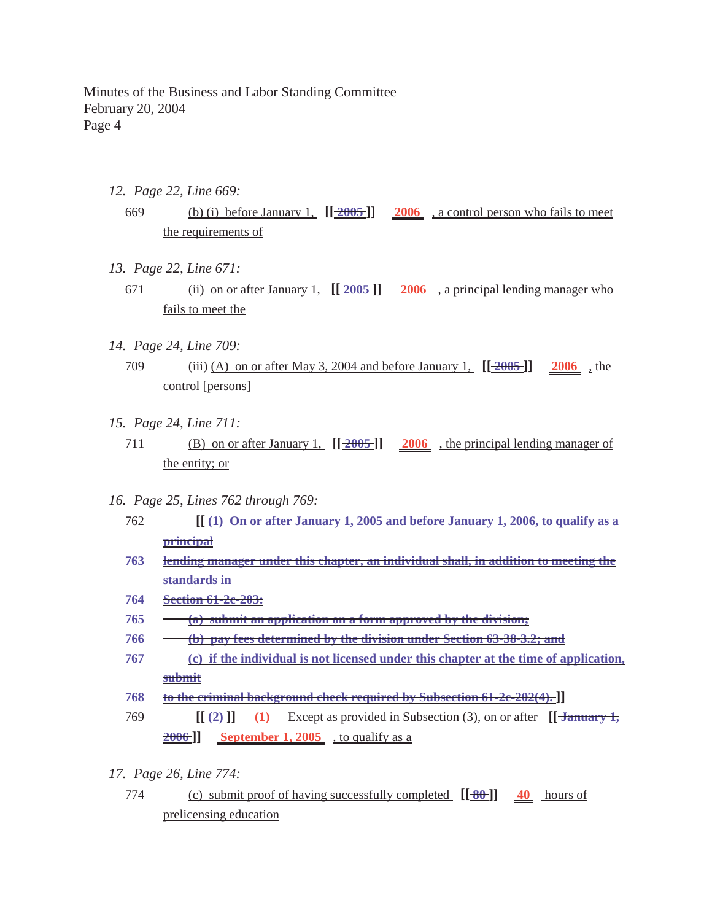Minutes of the Business and Labor Standing Committee
February 20, 2004

*12. Page 22, Line 669:*

669 (b) (i) before January 1, [[ ~~2005~~ ]] 2006 , a control person who fails to meet the requirements of

*13. Page 22, Line 671:*

671 (ii) on or after January 1, [[ ~~2005~~ ]] 2006 , a principal lending manager who fails to meet the

*14. Page 24, Line 709:*

709 (iii) (A) on or after May 3, 2004 and before January 1, [[ ~~2005~~ ]] 2006 , the control [~~persons~~]

*15. Page 24, Line 711:*

711 (B) on or after January 1, [[ ~~2005~~ ]] 2006 , the principal lending manager of the entity; or

*16. Page 25, Lines 762 through 769:*

762 [[ ~~(1) On or after January 1, 2005 and before January 1, 2006, to qualify as a principal~~
763 ~~lending manager under this chapter, an individual shall, in addition to meeting the standards in~~
764 ~~Section 61-2c-203:~~
765 ~~(a) submit an application on a form approved by the division;~~
766 ~~(b) pay fees determined by the division under Section 63-38-3.2; and~~
767 ~~(c) if the individual is not licensed under this chapter at the time of application, submit~~
768 ~~to the criminal background check required by Subsection 61-2c-202(4).~~ ]]
769 [[ ~~(2)~~ ]] (1) Except as provided in Subsection (3), on or after [[ ~~January 1, 2006~~ ]] September 1, 2005 , to qualify as a

*17. Page 26, Line 774:*

774 (c) submit proof of having successfully completed [[ ~~80~~ ]] 40 hours of prelicensing education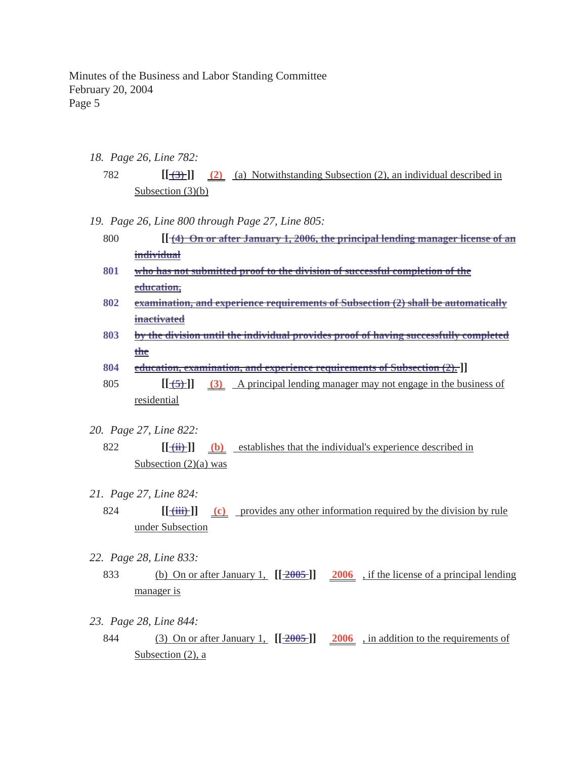Minutes of the Business and Labor Standing Committee
February 20, 2004

*18. Page 26, Line 782:*

782 [[ ~~(3)~~ ]] **(2)** (a) Notwithstanding Subsection (2), an individual described in Subsection (3)(b)

*19. Page 26, Line 800 through Page 27, Line 805:*

800 [[ ~~(4) On or after January 1, 2006, the principal lending manager license of an individual~~

801 ~~who has not submitted proof to the division of successful completion of the education,~~

802 ~~examination, and experience requirements of Subsection (2) shall be automatically inactivated~~

803 ~~by the division until the individual provides proof of having successfully completed the~~

804 ~~education, examination, and experience requirements of Subsection (2).~~ ]]

805 [[ ~~(5)~~ ]] **(3)** A principal lending manager may not engage in the business of residential

*20. Page 27, Line 822:*

822 [[ ~~(ii)~~ ]] **(b)** establishes that the individual's experience described in Subsection (2)(a) was

*21. Page 27, Line 824:*

824 [[ ~~(iii)~~ ]] **(c)** provides any other information required by the division by rule under Subsection

*22. Page 28, Line 833:*

833 (b) On or after January 1, [[ ~~2005~~ ]] **2006** , if the license of a principal lending manager is

*23. Page 28, Line 844:*

844 (3) On or after January 1, [[ ~~2005~~ ]] **2006** , in addition to the requirements of Subsection (2), a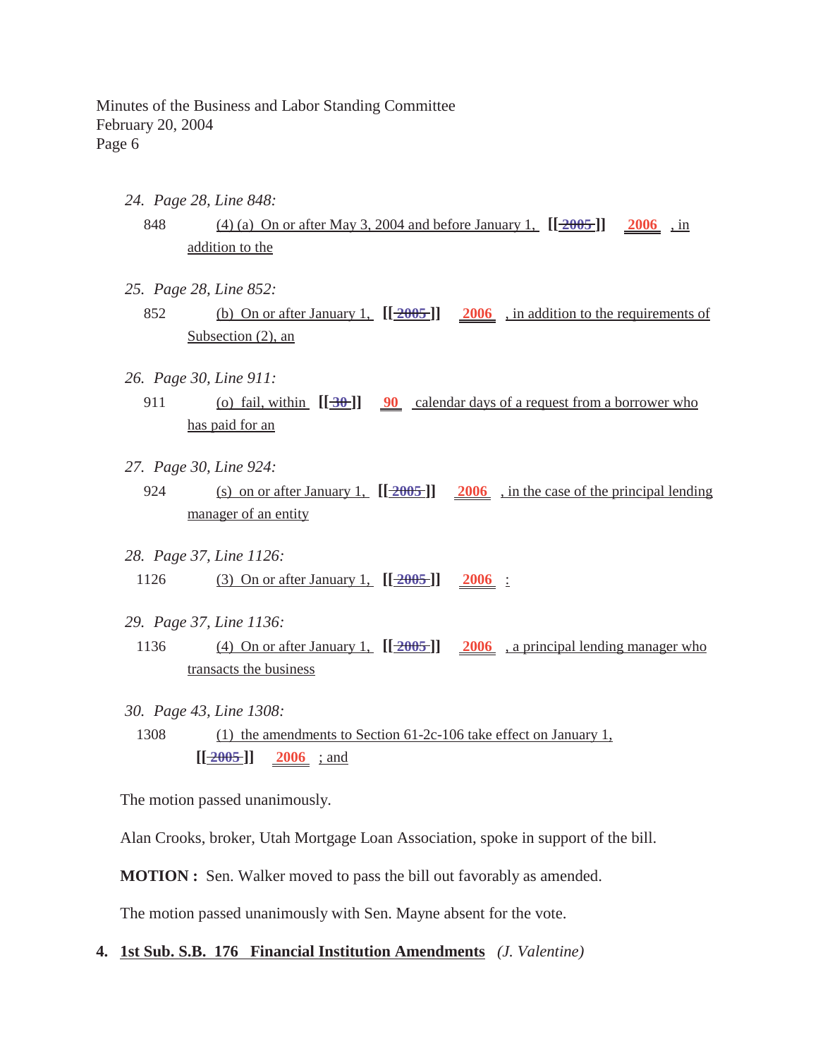24. *Page 28, Line 848:*

 848 (4) (a) On or after May 3, 2004 and before January 1, **[[ ~~2005~~ ]]** **2006** , in addition to the

25. *Page 28, Line 852:*

 852 (b) On or after January 1, **[[ ~~2005~~ ]]** **2006** , in addition to the requirements of Subsection (2), an

26. *Page 30, Line 911:*

 911 (o) fail, within **[[ ~~30~~ ]]** **90** calendar days of a request from a borrower who has paid for an

27. *Page 30, Line 924:*

 924 (s) on or after January 1, **[[ ~~2005~~ ]]** **2006** , in the case of the principal lending manager of an entity

28. *Page 37, Line 1126:*

 1126 (3) On or after January 1, **[[ ~~2005~~ ]]** **2006** :

29. *Page 37, Line 1136:*

 1136 (4) On or after January 1, **[[ ~~2005~~ ]]** **2006** , a principal lending manager who transacts the business

30. *Page 43, Line 1308:*

 1308 (1) the amendments to Section 61-2c-106 take effect on January 1, **[[ ~~2005~~ ]]** **2006** ; and

The motion passed unanimously.

Alan Crooks, broker, Utah Mortgage Loan Association, spoke in support of the bill.

**MOTION :** Sen. Walker moved to pass the bill out favorably as amended.

The motion passed unanimously with Sen. Mayne absent for the vote.

**4. 1st Sub. S.B. 176 Financial Institution Amendments** *(J. Valentine)*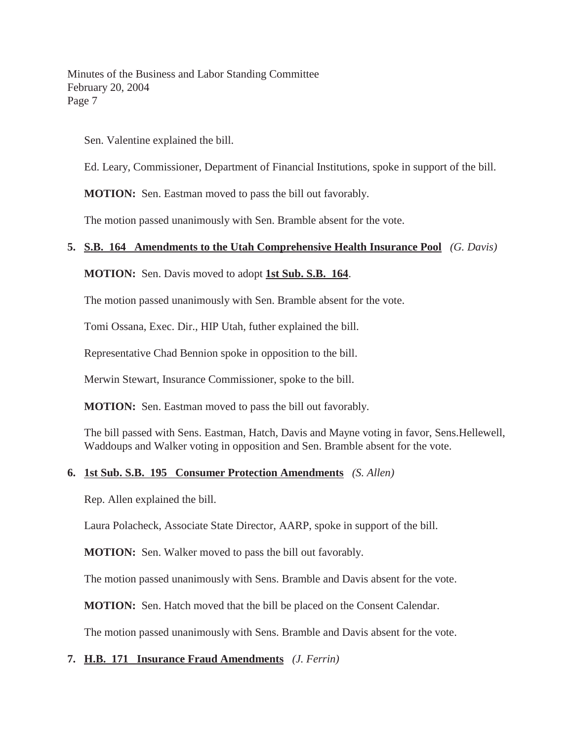Sen. Valentine explained the bill.

Ed. Leary, Commissioner, Department of Financial Institutions, spoke in support of the bill.

**MOTION:** Sen. Eastman moved to pass the bill out favorably.

The motion passed unanimously with Sen. Bramble absent for the vote.

**5. S.B. 164 Amendments to the Utah Comprehensive Health Insurance Pool** *(G. Davis)*

**MOTION:** Sen. Davis moved to adopt **1st Sub. S.B. 164**.

The motion passed unanimously with Sen. Bramble absent for the vote.

Tomi Ossana, Exec. Dir., HIP Utah, futher explained the bill.

Representative Chad Bennion spoke in opposition to the bill.

Merwin Stewart, Insurance Commissioner, spoke to the bill.

**MOTION:** Sen. Eastman moved to pass the bill out favorably.

The bill passed with Sens. Eastman, Hatch, Davis and Mayne voting in favor, Sens.Hellewell, Waddoups and Walker voting in opposition and Sen. Bramble absent for the vote.

**6. 1st Sub. S.B. 195 Consumer Protection Amendments** *(S. Allen)*

Rep. Allen explained the bill.

Laura Polacheck, Associate State Director, AARP, spoke in support of the bill.

**MOTION:** Sen. Walker moved to pass the bill out favorably.

The motion passed unanimously with Sens. Bramble and Davis absent for the vote.

**MOTION:** Sen. Hatch moved that the bill be placed on the Consent Calendar.

The motion passed unanimously with Sens. Bramble and Davis absent for the vote.

**7. H.B. 171 Insurance Fraud Amendments** *(J. Ferrin)*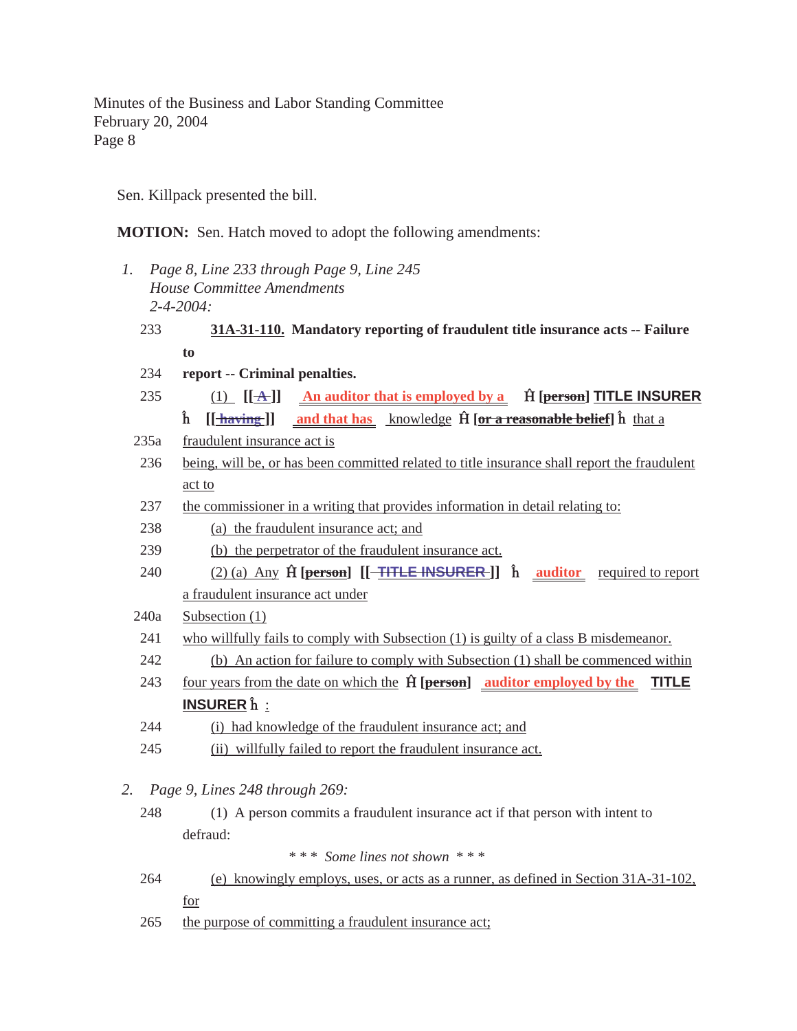Minutes of the Business and Labor Standing Committee
February 20, 2004

Sen. Killpack presented the bill.

**MOTION:** Sen. Hatch moved to adopt the following amendments:

1. *Page 8, Line 233 through Page 9, Line 245*
   *House Committee Amendments*
   *2-4-2004:*

233 **31A-31-110. Mandatory reporting of fraudulent title insurance acts -- Failure to**

234 **report -- Criminal penalties.**

235 (1) **[[~~A~~]]** **An auditor that is employed by a** Ĥ **[~~person~~]** **TITLE INSURER** ĥ **[[~~having~~]]** **and that has** knowledge Ĥ **[~~or a reasonable belief~~]** ĥ that a

235a fraudulent insurance act is

236 being, will be, or has been committed related to title insurance shall report the fraudulent act to

237 the commissioner in a writing that provides information in detail relating to:

238 (a) the fraudulent insurance act; and

239 (b) the perpetrator of the fraudulent insurance act.

240 (2) (a) Any Ĥ **[~~person~~]** **[[~~TITLE INSURER~~]]** ĥ **auditor** required to report a fraudulent insurance act under

240a Subsection (1)

241 who willfully fails to comply with Subsection (1) is guilty of a class B misdemeanor.

242 (b) An action for failure to comply with Subsection (1) shall be commenced within

243 four years from the date on which the Ĥ **[~~person~~]** **auditor employed by the** **TITLE INSURER** ĥ :

244 (i) had knowledge of the fraudulent insurance act; and

245 (ii) willfully failed to report the fraudulent insurance act.

2. *Page 9, Lines 248 through 269:*

248 (1) A person commits a fraudulent insurance act if that person with intent to defraud:

\* \* \* *Some lines not shown* \* \* \*

264 (e) knowingly employs, uses, or acts as a runner, as defined in Section 31A-31-102, for

265 the purpose of committing a fraudulent insurance act;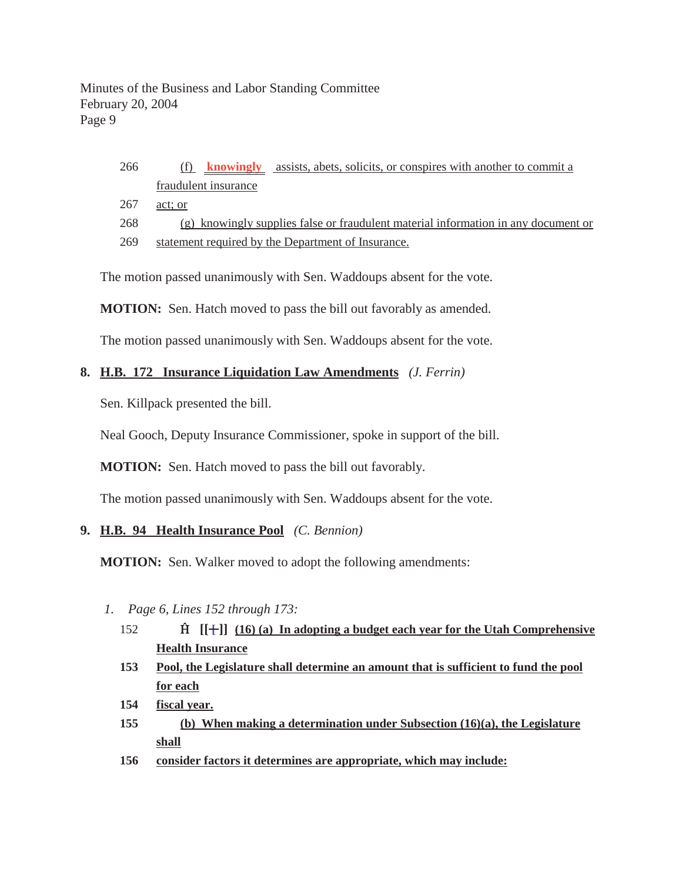266 (f) **knowingly** assists, abets, solicits, or conspires with another to commit a fraudulent insurance

267 act; or

268 (g) knowingly supplies false or fraudulent material information in any document or

269 statement required by the Department of Insurance.

The motion passed unanimously with Sen. Waddoups absent for the vote.

**MOTION:** Sen. Hatch moved to pass the bill out favorably as amended.

The motion passed unanimously with Sen. Waddoups absent for the vote.

## 8. H.B. 172 Insurance Liquidation Law Amendments *(J. Ferrin)*

Sen. Killpack presented the bill.

Neal Gooch, Deputy Insurance Commissioner, spoke in support of the bill.

**MOTION:** Sen. Hatch moved to pass the bill out favorably.

The motion passed unanimously with Sen. Waddoups absent for the vote.

## 9. H.B. 94 Health Insurance Pool *(C. Bennion)*

**MOTION:** Sen. Walker moved to adopt the following amendments:

1. *Page 6, Lines 152 through 173:*

152 **Ĥ [[+]] (16) (a) In adopting a budget each year for the Utah Comprehensive Health Insurance**

**153 Pool, the Legislature shall determine an amount that is sufficient to fund the pool for each**

**154 fiscal year.**

**155 (b) When making a determination under Subsection (16)(a), the Legislature shall**

**156 consider factors it determines are appropriate, which may include:**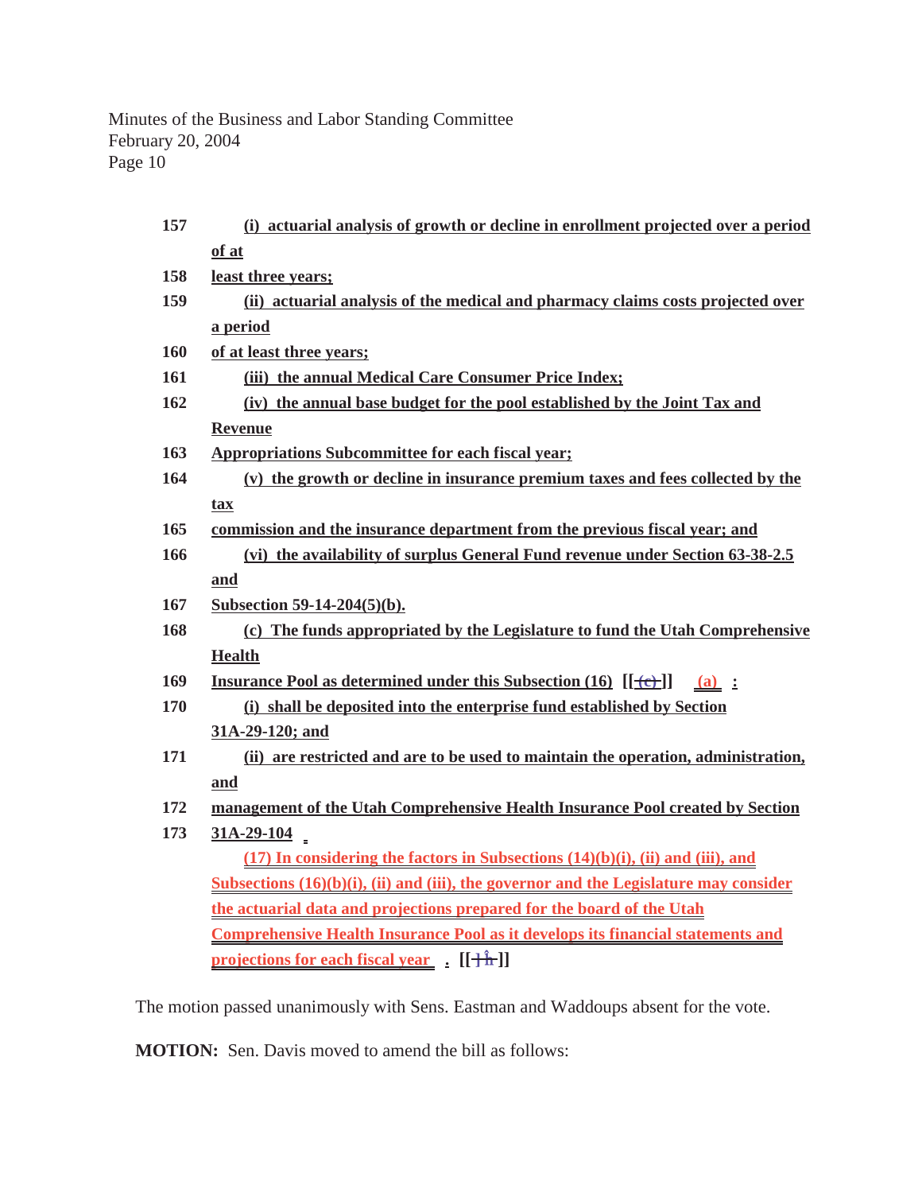157 (i) actuarial analysis of growth or decline in enrollment projected over a period of at

158 least three years;

159 (ii) actuarial analysis of the medical and pharmacy claims costs projected over a period

160 of at least three years;

161 (iii) the annual Medical Care Consumer Price Index;

162 (iv) the annual base budget for the pool established by the Joint Tax and Revenue

163 Appropriations Subcommittee for each fiscal year;

164 (v) the growth or decline in insurance premium taxes and fees collected by the tax

165 commission and the insurance department from the previous fiscal year; and

166 (vi) the availability of surplus General Fund revenue under Section 63-38-2.5 and

167 Subsection 59-14-204(5)(b).

168 (c) The funds appropriated by the Legislature to fund the Utah Comprehensive Health

169 Insurance Pool as determined under this Subsection (16) [[~~(c)~~]] (a) :

170 (i) shall be deposited into the enterprise fund established by Section 31A-29-120; and

171 (ii) are restricted and are to be used to maintain the operation, administration, and

172 management of the Utah Comprehensive Health Insurance Pool created by Section

173 31A-29-104 .

(17) In considering the factors in Subsections (14)(b)(i), (ii) and (iii), and Subsections (16)(b)(i), (ii) and (iii), the governor and the Legislature may consider the actuarial data and projections prepared for the board of the Utah Comprehensive Health Insurance Pool as it develops its financial statements and projections for each fiscal year . [[~~ĥ~~]]

The motion passed unanimously with Sens. Eastman and Waddoups absent for the vote.

**MOTION:** Sen. Davis moved to amend the bill as follows: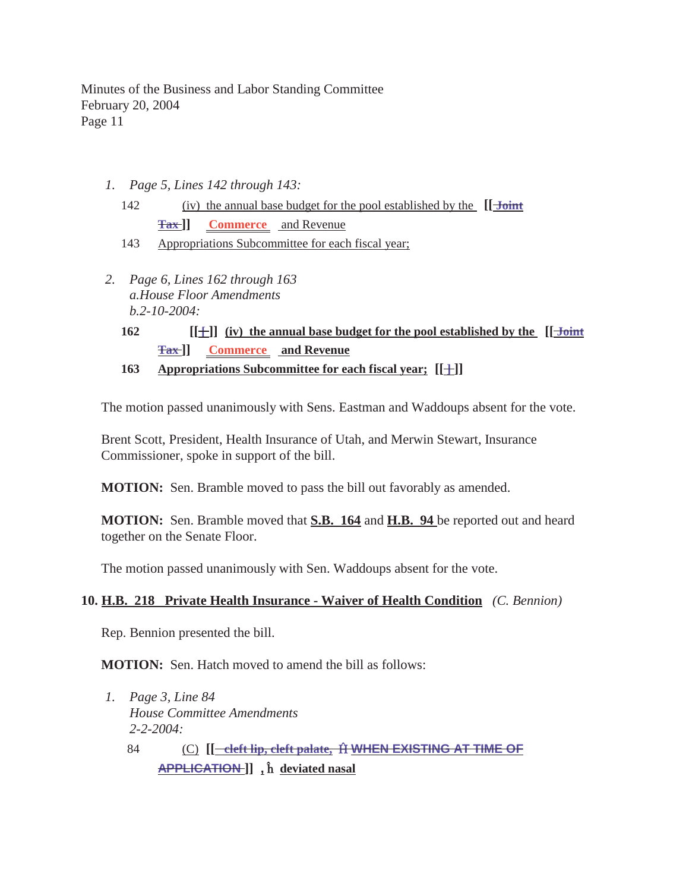1. *Page 5, Lines 142 through 143:*

   142 (iv) the annual base budget for the pool established by the **[[ ~~Joint Tax~~ ]]** Commerce and Revenue
   143 Appropriations Subcommittee for each fiscal year;

2. *Page 6, Lines 162 through 163*
   *a.House Floor Amendments*
   *b.2-10-2004:*

   **162 [[ ~~;~~ ]] (iv) the annual base budget for the pool established by the [[ ~~Joint Tax~~ ]] Commerce and Revenue**
   **163 Appropriations Subcommittee for each fiscal year; [[ ~~;~~ ]]**

The motion passed unanimously with Sens. Eastman and Waddoups absent for the vote.

Brent Scott, President, Health Insurance of Utah, and Merwin Stewart, Insurance Commissioner, spoke in support of the bill.

**MOTION:** Sen. Bramble moved to pass the bill out favorably as amended.

**MOTION:** Sen. Bramble moved that **S.B. 164** and **H.B. 94** be reported out and heard together on the Senate Floor.

The motion passed unanimously with Sen. Waddoups absent for the vote.

**10. H.B. 218 Private Health Insurance - Waiver of Health Condition** *(C. Bennion)*

Rep. Bennion presented the bill.

**MOTION:** Sen. Hatch moved to amend the bill as follows:

1. *Page 3, Line 84*
   *House Committee Amendments*
   *2-2-2004:*

   84 (C) **[[ ~~cleft lip, cleft palate,~~ Ĥ ~~WHEN EXISTING AT TIME OF APPLICATION~~ ]] ,** ĥ **deviated nasal**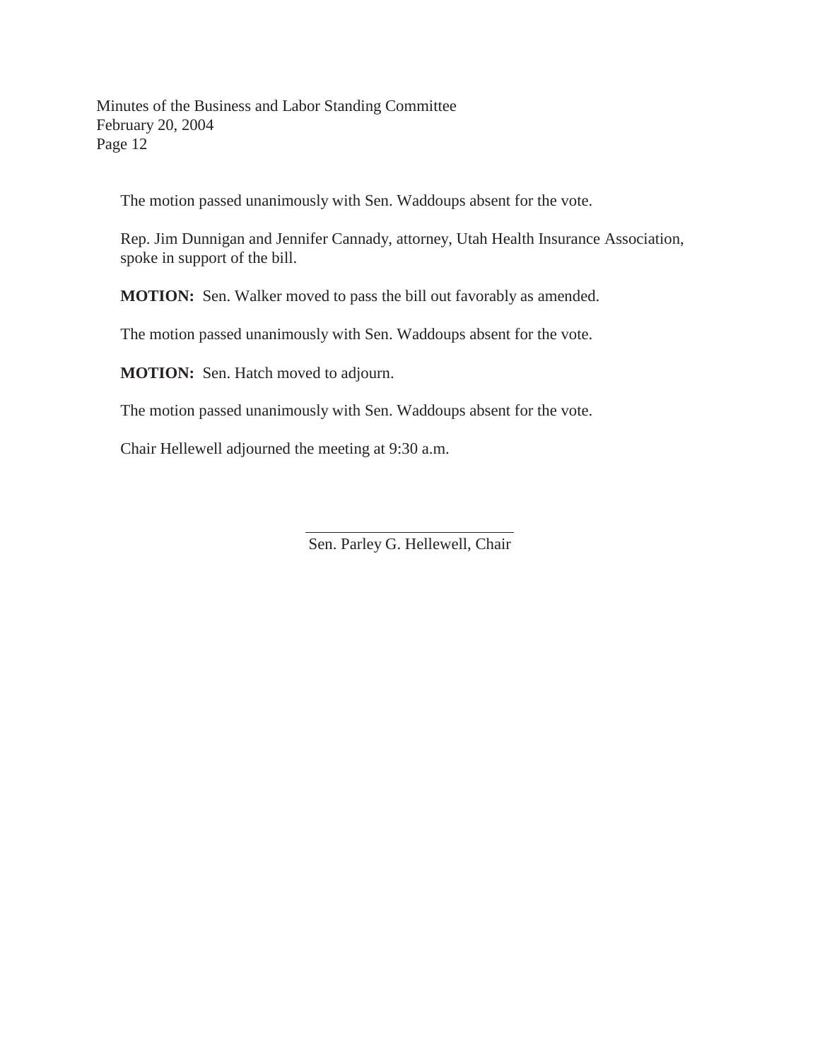The motion passed unanimously with Sen. Waddoups absent for the vote.

Rep. Jim Dunnigan and Jennifer Cannady, attorney, Utah Health Insurance Association, spoke in support of the bill.

**MOTION:** Sen. Walker moved to pass the bill out favorably as amended.

The motion passed unanimously with Sen. Waddoups absent for the vote.

**MOTION:** Sen. Hatch moved to adjourn.

The motion passed unanimously with Sen. Waddoups absent for the vote.

Chair Hellewell adjourned the meeting at 9:30 a.m.

\_\_\_\_\_\_\_\_\_\_\_\_\_\_\_\_\_\_\_\_\_\_\_\_\_\_\_\_

Sen. Parley G. Hellewell, Chair